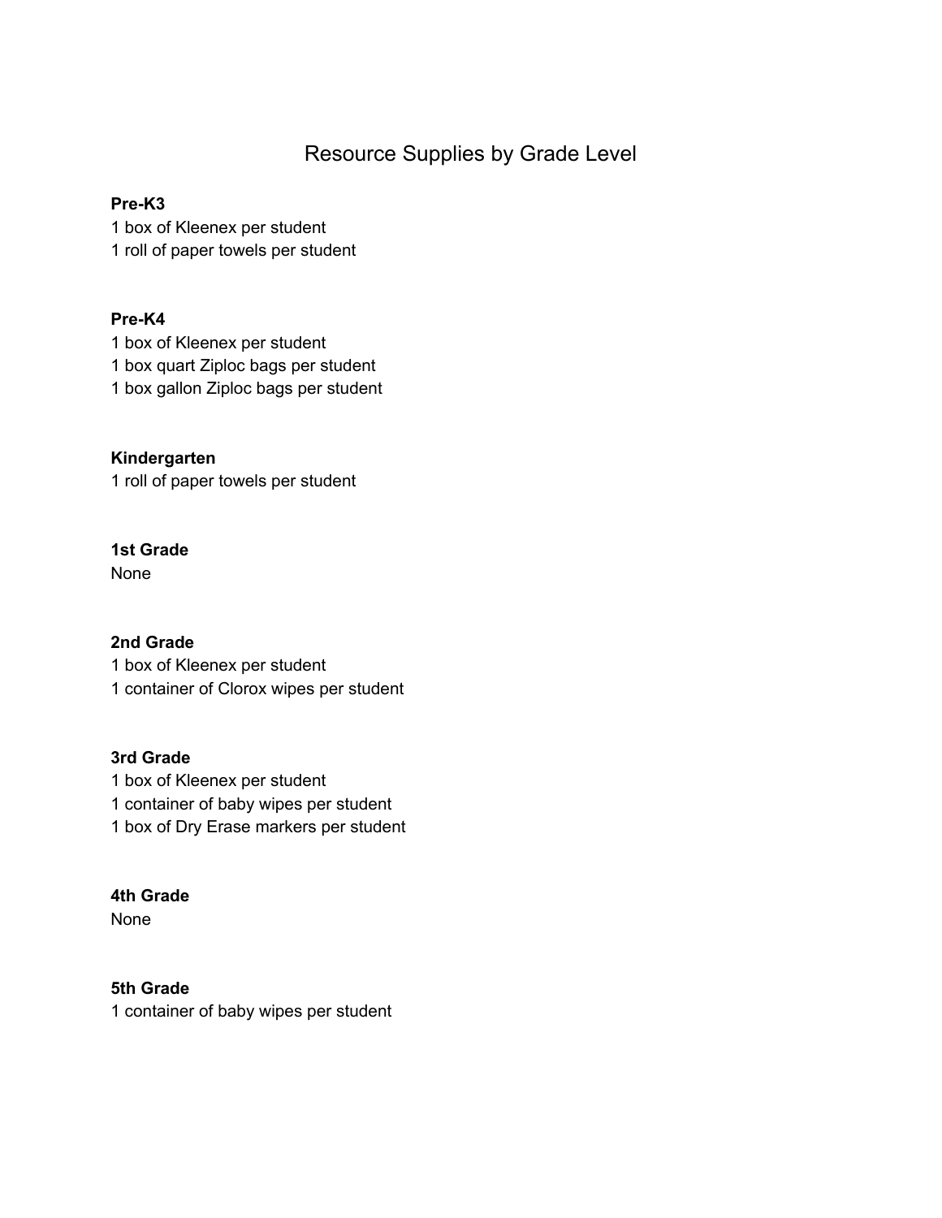# Resource Supplies by Grade Level

**Pre-K3**
1 box of Kleenex per student
1 roll of paper towels per student

**Pre-K4**
1 box of Kleenex per student
1 box quart Ziploc bags per student
1 box gallon Ziploc bags per student

**Kindergarten**
1 roll of paper towels per student

**1st Grade**
None

**2nd Grade**
1 box of Kleenex per student
1 container of Clorox wipes per student

**3rd Grade**
1 box of Kleenex per student
1 container of baby wipes per student
1 box of Dry Erase markers per student

**4th Grade**
None

**5th Grade**
1 container of baby wipes per student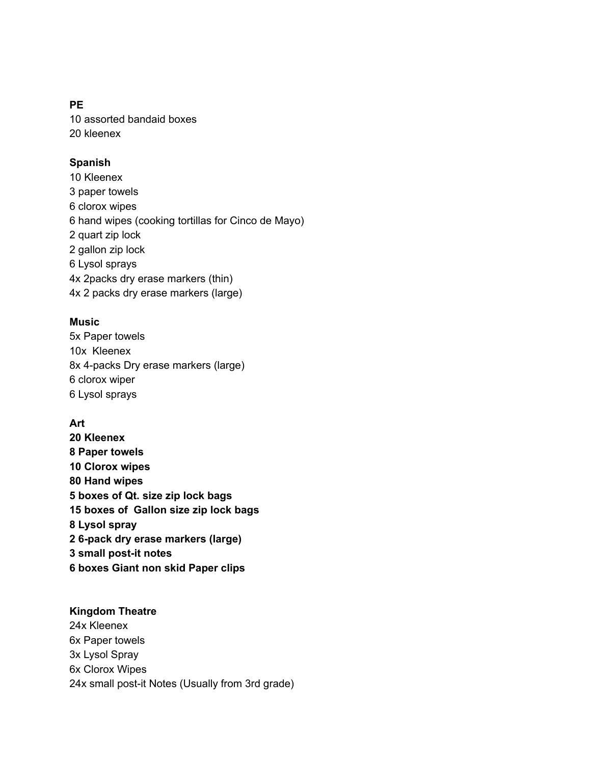**PE**
10 assorted bandaid boxes
20 kleenex

**Spanish**
10 Kleenex
3 paper towels
6 clorox wipes
6 hand wipes (cooking tortillas for Cinco de Mayo)
2 quart zip lock
2 gallon zip lock
6 Lysol sprays
4x 2packs dry erase markers (thin)
4x 2 packs dry erase markers (large)

**Music**
5x Paper towels
10x Kleenex
8x 4-packs Dry erase markers (large)
6 clorox wiper
6 Lysol sprays

**Art**
**20 Kleenex**
**8 Paper towels**
**10 Clorox wipes**
**80 Hand wipes**
**5 boxes of Qt. size zip lock bags**
**15 boxes of Gallon size zip lock bags**
**8 Lysol spray**
**2 6-pack dry erase markers (large)**
**3 small post-it notes**
**6 boxes Giant non skid Paper clips**

**Kingdom Theatre**
24x Kleenex
6x Paper towels
3x Lysol Spray
6x Clorox Wipes
24x small post-it Notes (Usually from 3rd grade)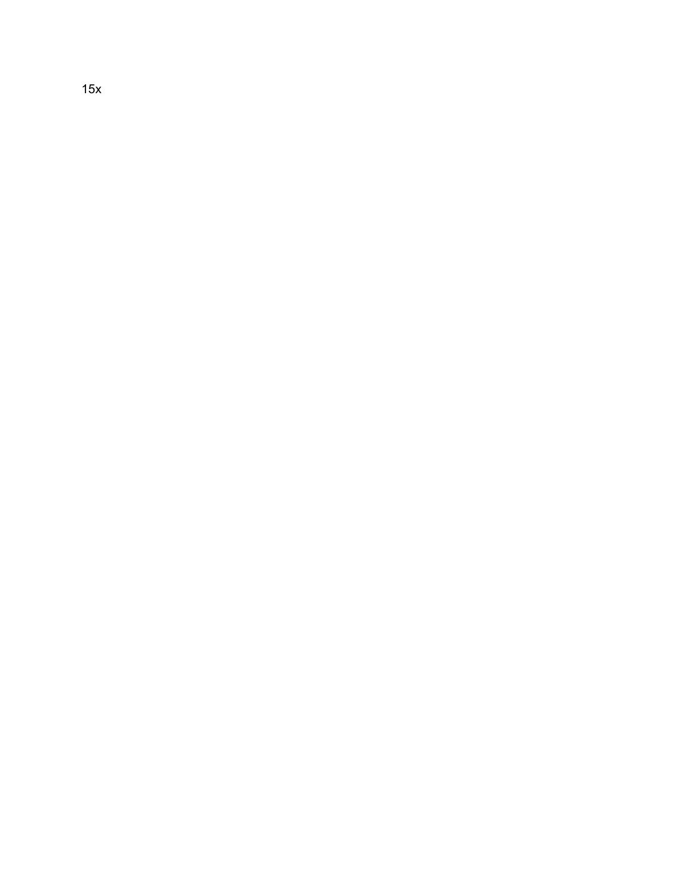15x